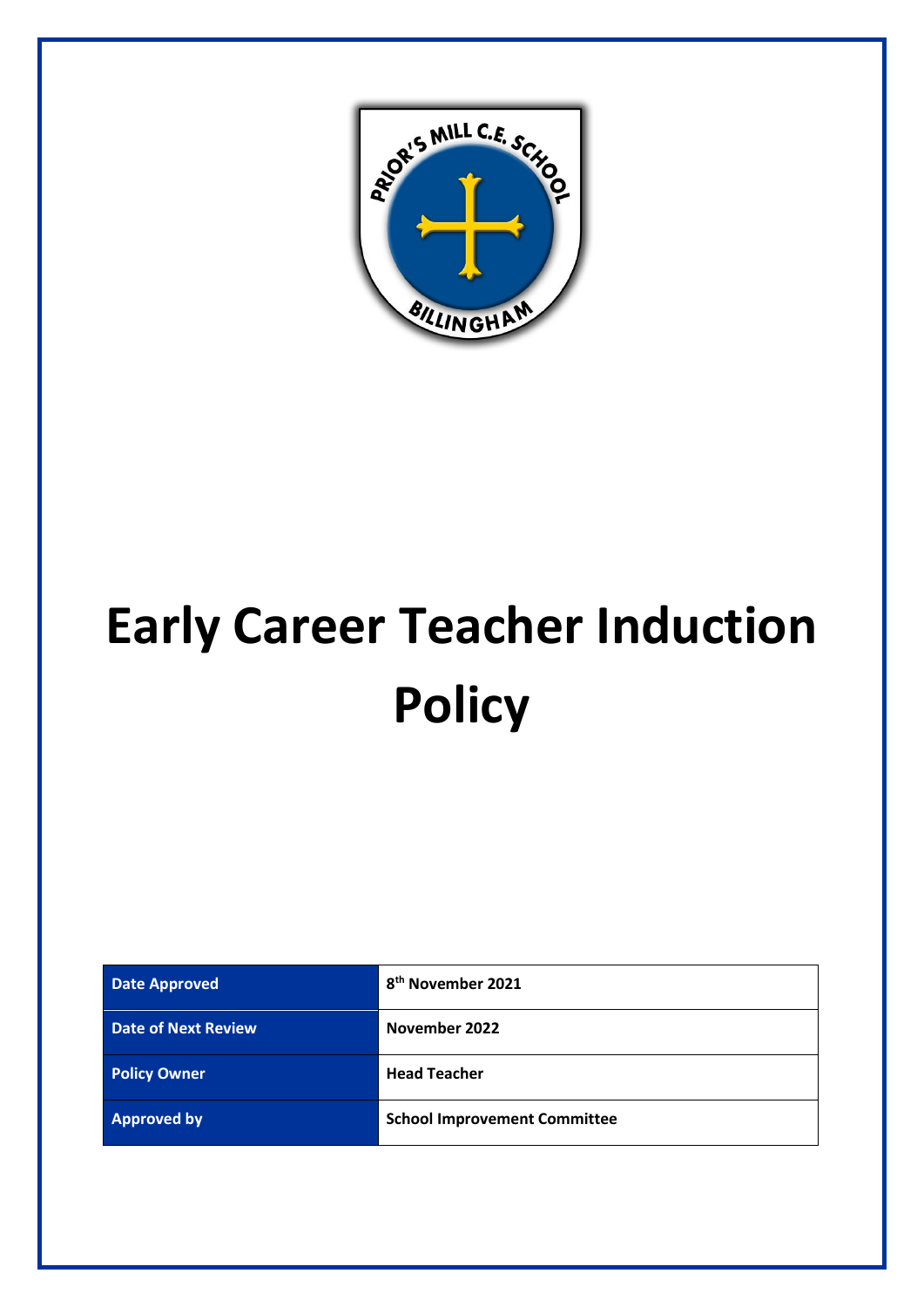# Early Career Teacher Induction Policy

| Date Approved | 8th November 2021 |
| --- | --- |
| Date of Next Review | November 2022 |
| Policy Owner | Head Teacher |
| Approved by | School Improvement Committee |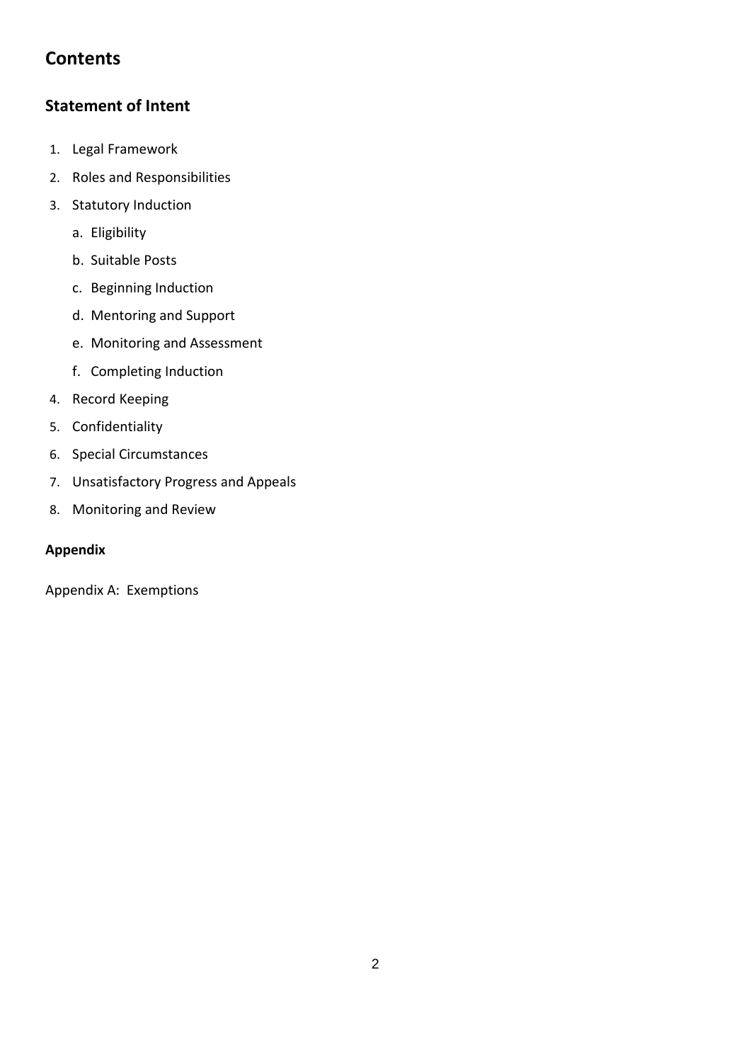# Contents

## Statement of Intent

1. Legal Framework
2. Roles and Responsibilities
3. Statutory Induction
   a. Eligibility
   b. Suitable Posts
   c. Beginning Induction
   d. Mentoring and Support
   e. Monitoring and Assessment
   f. Completing Induction
4. Record Keeping
5. Confidentiality
6. Special Circumstances
7. Unsatisfactory Progress and Appeals
8. Monitoring and Review

**Appendix**

Appendix A: Exemptions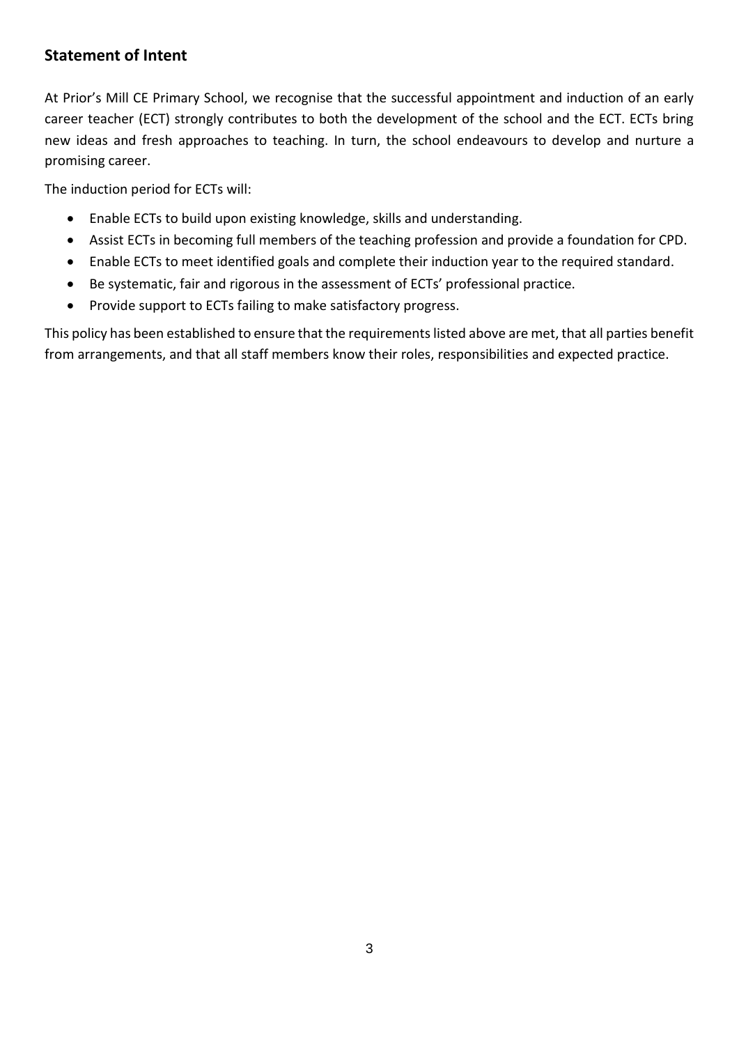## Statement of Intent

At Prior's Mill CE Primary School, we recognise that the successful appointment and induction of an early career teacher (ECT) strongly contributes to both the development of the school and the ECT. ECTs bring new ideas and fresh approaches to teaching. In turn, the school endeavours to develop and nurture a promising career.

The induction period for ECTs will:

- Enable ECTs to build upon existing knowledge, skills and understanding.
- Assist ECTs in becoming full members of the teaching profession and provide a foundation for CPD.
- Enable ECTs to meet identified goals and complete their induction year to the required standard.
- Be systematic, fair and rigorous in the assessment of ECTs' professional practice.
- Provide support to ECTs failing to make satisfactory progress.

This policy has been established to ensure that the requirements listed above are met, that all parties benefit from arrangements, and that all staff members know their roles, responsibilities and expected practice.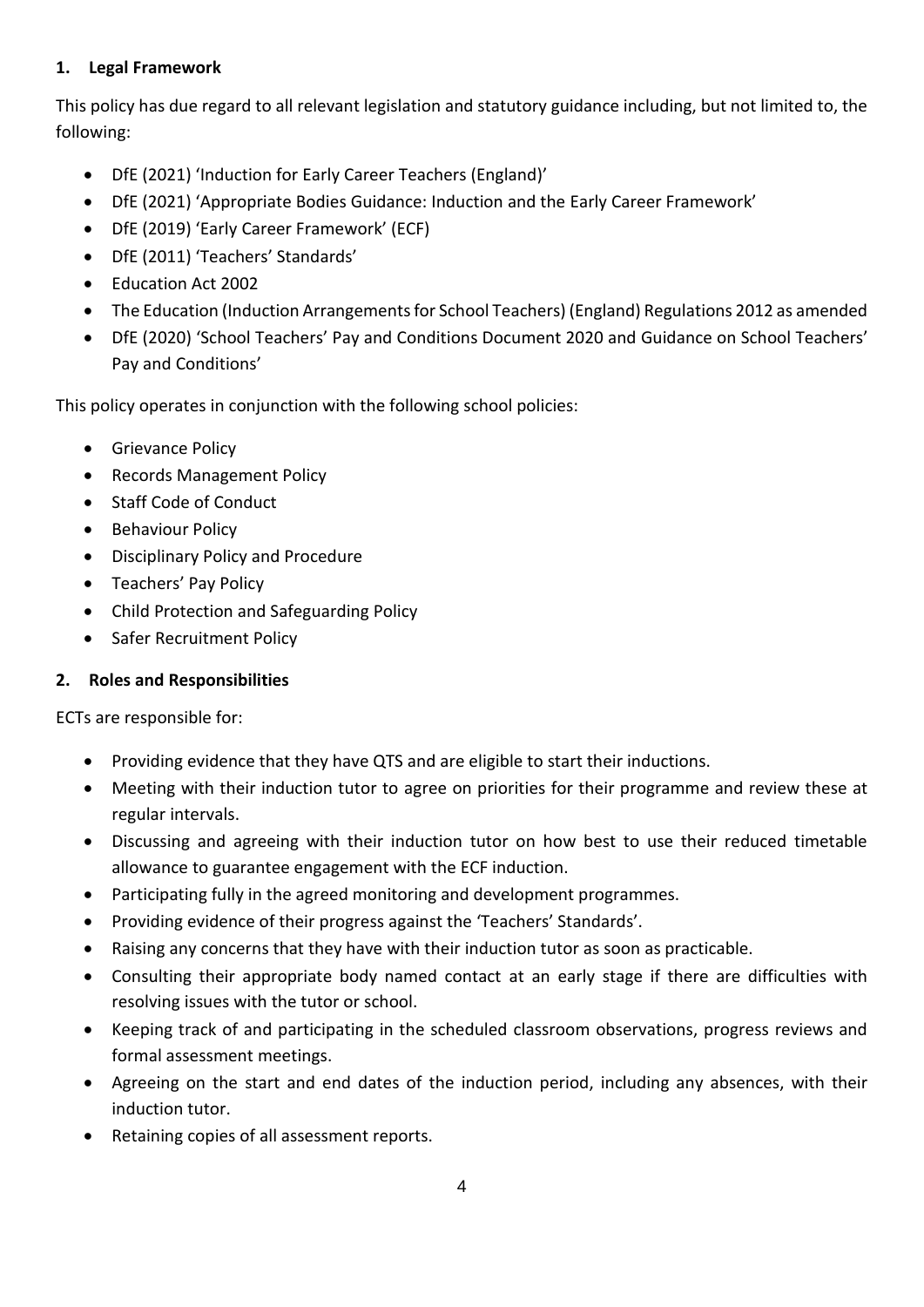## 1. Legal Framework

This policy has due regard to all relevant legislation and statutory guidance including, but not limited to, the following:

- DfE (2021) 'Induction for Early Career Teachers (England)'
- DfE (2021) 'Appropriate Bodies Guidance: Induction and the Early Career Framework'
- DfE (2019) 'Early Career Framework' (ECF)
- DfE (2011) 'Teachers' Standards'
- Education Act 2002
- The Education (Induction Arrangements for School Teachers) (England) Regulations 2012 as amended
- DfE (2020) 'School Teachers' Pay and Conditions Document 2020 and Guidance on School Teachers' Pay and Conditions'

This policy operates in conjunction with the following school policies:

- Grievance Policy
- Records Management Policy
- Staff Code of Conduct
- Behaviour Policy
- Disciplinary Policy and Procedure
- Teachers' Pay Policy
- Child Protection and Safeguarding Policy
- Safer Recruitment Policy

## 2. Roles and Responsibilities

ECTs are responsible for:

- Providing evidence that they have QTS and are eligible to start their inductions.
- Meeting with their induction tutor to agree on priorities for their programme and review these at regular intervals.
- Discussing and agreeing with their induction tutor on how best to use their reduced timetable allowance to guarantee engagement with the ECF induction.
- Participating fully in the agreed monitoring and development programmes.
- Providing evidence of their progress against the 'Teachers' Standards'.
- Raising any concerns that they have with their induction tutor as soon as practicable.
- Consulting their appropriate body named contact at an early stage if there are difficulties with resolving issues with the tutor or school.
- Keeping track of and participating in the scheduled classroom observations, progress reviews and formal assessment meetings.
- Agreeing on the start and end dates of the induction period, including any absences, with their induction tutor.
- Retaining copies of all assessment reports.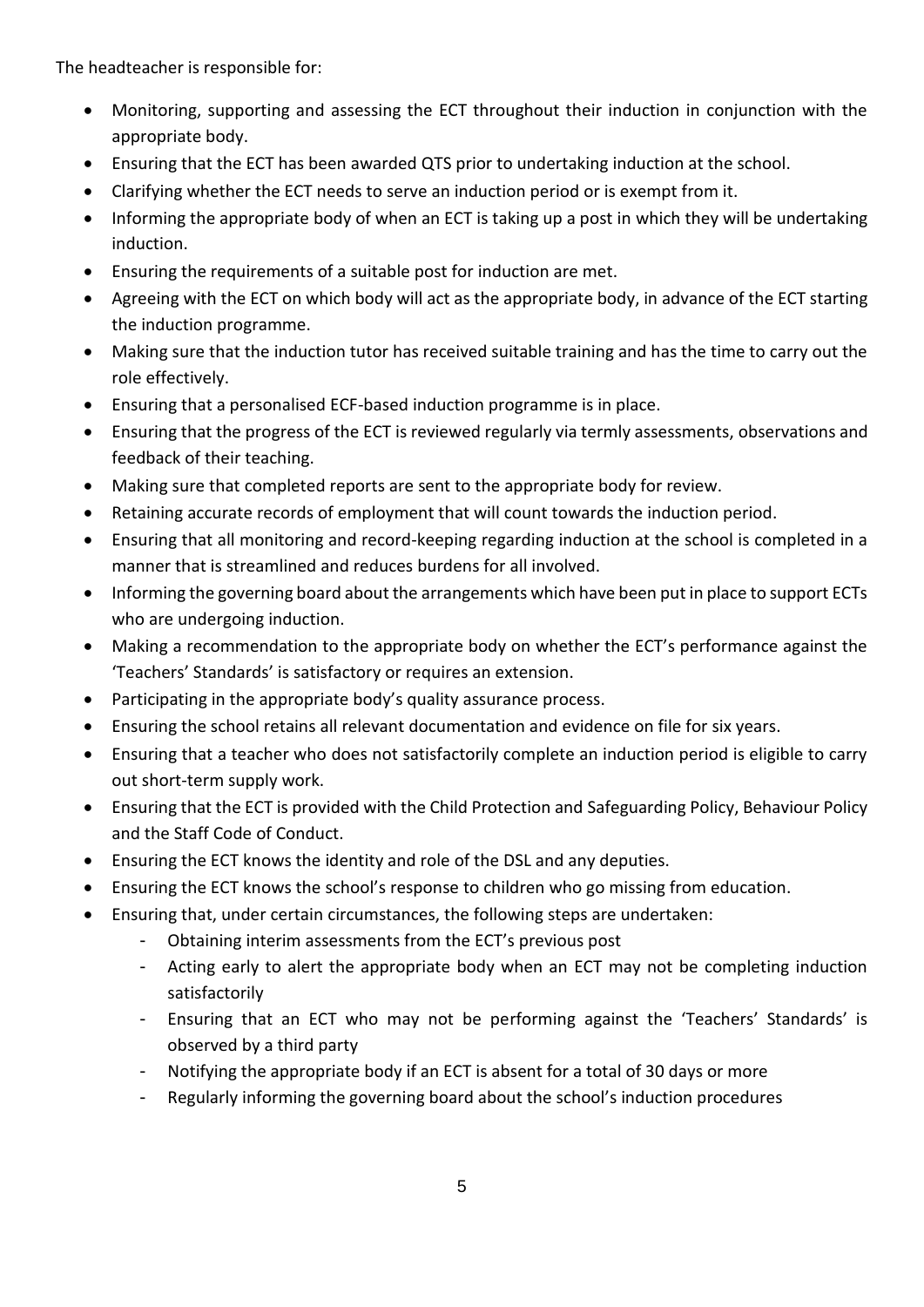The headteacher is responsible for:

- Monitoring, supporting and assessing the ECT throughout their induction in conjunction with the appropriate body.
- Ensuring that the ECT has been awarded QTS prior to undertaking induction at the school.
- Clarifying whether the ECT needs to serve an induction period or is exempt from it.
- Informing the appropriate body of when an ECT is taking up a post in which they will be undertaking induction.
- Ensuring the requirements of a suitable post for induction are met.
- Agreeing with the ECT on which body will act as the appropriate body, in advance of the ECT starting the induction programme.
- Making sure that the induction tutor has received suitable training and has the time to carry out the role effectively.
- Ensuring that a personalised ECF-based induction programme is in place.
- Ensuring that the progress of the ECT is reviewed regularly via termly assessments, observations and feedback of their teaching.
- Making sure that completed reports are sent to the appropriate body for review.
- Retaining accurate records of employment that will count towards the induction period.
- Ensuring that all monitoring and record-keeping regarding induction at the school is completed in a manner that is streamlined and reduces burdens for all involved.
- Informing the governing board about the arrangements which have been put in place to support ECTs who are undergoing induction.
- Making a recommendation to the appropriate body on whether the ECT's performance against the 'Teachers' Standards' is satisfactory or requires an extension.
- Participating in the appropriate body's quality assurance process.
- Ensuring the school retains all relevant documentation and evidence on file for six years.
- Ensuring that a teacher who does not satisfactorily complete an induction period is eligible to carry out short-term supply work.
- Ensuring that the ECT is provided with the Child Protection and Safeguarding Policy, Behaviour Policy and the Staff Code of Conduct.
- Ensuring the ECT knows the identity and role of the DSL and any deputies.
- Ensuring the ECT knows the school's response to children who go missing from education.
- Ensuring that, under certain circumstances, the following steps are undertaken:
    - Obtaining interim assessments from the ECT's previous post
    - Acting early to alert the appropriate body when an ECT may not be completing induction satisfactorily
    - Ensuring that an ECT who may not be performing against the 'Teachers' Standards' is observed by a third party
    - Notifying the appropriate body if an ECT is absent for a total of 30 days or more
    - Regularly informing the governing board about the school's induction procedures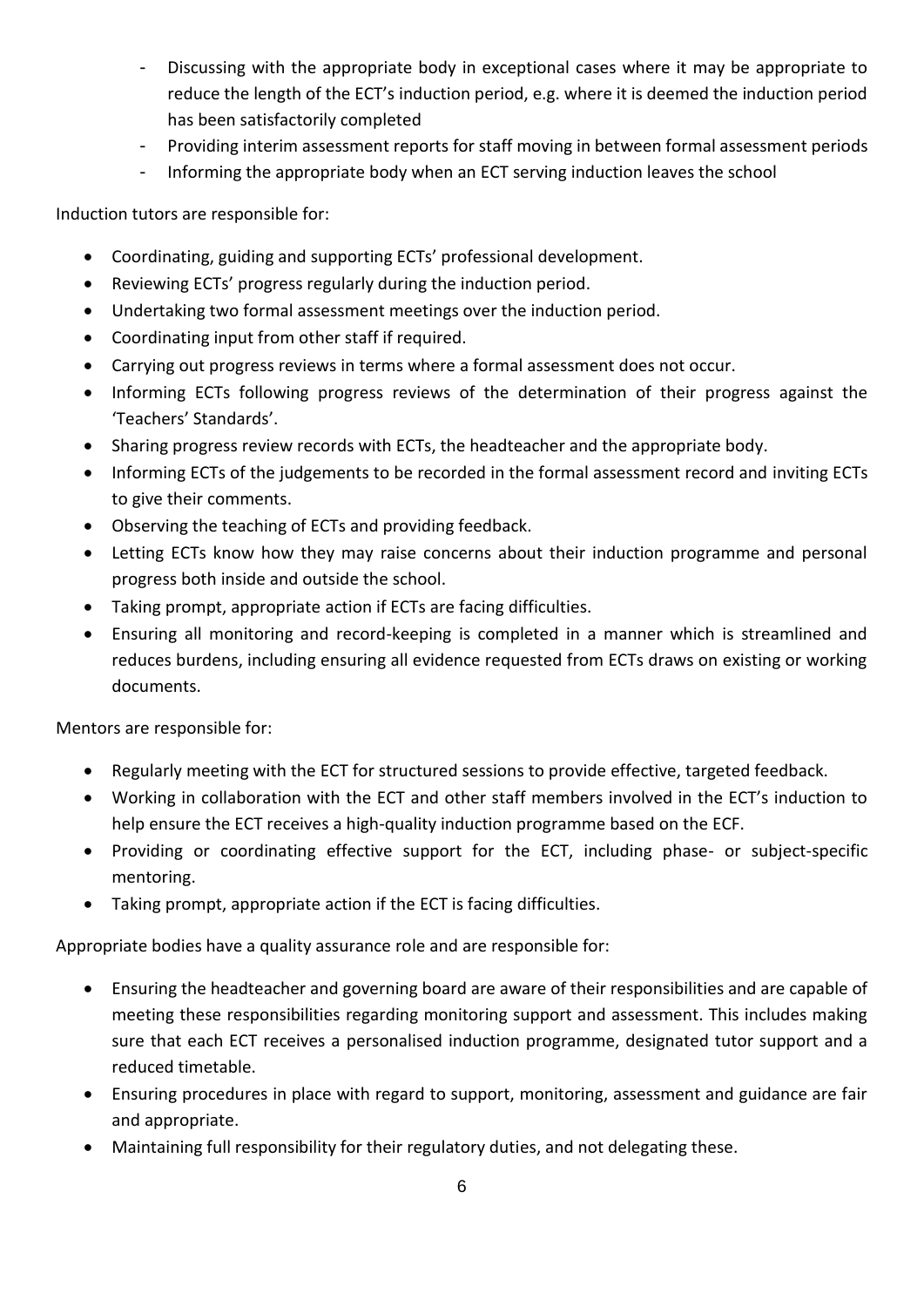- Discussing with the appropriate body in exceptional cases where it may be appropriate to reduce the length of the ECT's induction period, e.g. where it is deemed the induction period has been satisfactorily completed
- Providing interim assessment reports for staff moving in between formal assessment periods
- Informing the appropriate body when an ECT serving induction leaves the school

Induction tutors are responsible for:

- Coordinating, guiding and supporting ECTs' professional development.
- Reviewing ECTs' progress regularly during the induction period.
- Undertaking two formal assessment meetings over the induction period.
- Coordinating input from other staff if required.
- Carrying out progress reviews in terms where a formal assessment does not occur.
- Informing ECTs following progress reviews of the determination of their progress against the 'Teachers' Standards'.
- Sharing progress review records with ECTs, the headteacher and the appropriate body.
- Informing ECTs of the judgements to be recorded in the formal assessment record and inviting ECTs to give their comments.
- Observing the teaching of ECTs and providing feedback.
- Letting ECTs know how they may raise concerns about their induction programme and personal progress both inside and outside the school.
- Taking prompt, appropriate action if ECTs are facing difficulties.
- Ensuring all monitoring and record-keeping is completed in a manner which is streamlined and reduces burdens, including ensuring all evidence requested from ECTs draws on existing or working documents.

Mentors are responsible for:

- Regularly meeting with the ECT for structured sessions to provide effective, targeted feedback.
- Working in collaboration with the ECT and other staff members involved in the ECT's induction to help ensure the ECT receives a high-quality induction programme based on the ECF.
- Providing or coordinating effective support for the ECT, including phase- or subject-specific mentoring.
- Taking prompt, appropriate action if the ECT is facing difficulties.

Appropriate bodies have a quality assurance role and are responsible for:

- Ensuring the headteacher and governing board are aware of their responsibilities and are capable of meeting these responsibilities regarding monitoring support and assessment. This includes making sure that each ECT receives a personalised induction programme, designated tutor support and a reduced timetable.
- Ensuring procedures in place with regard to support, monitoring, assessment and guidance are fair and appropriate.
- Maintaining full responsibility for their regulatory duties, and not delegating these.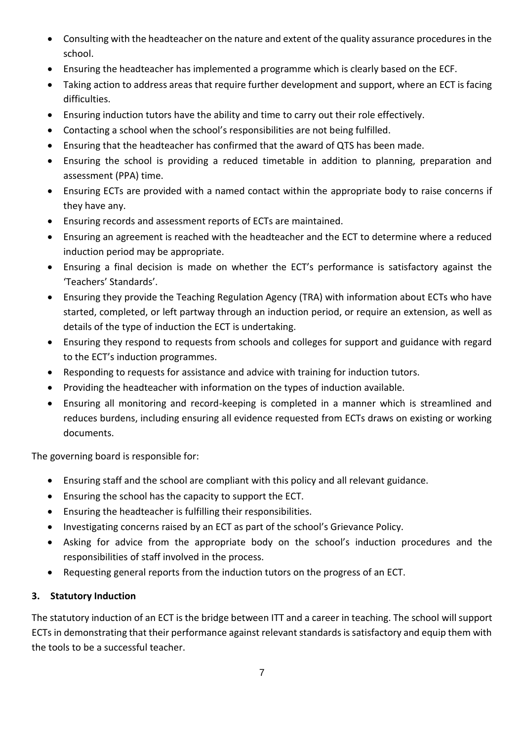- Consulting with the headteacher on the nature and extent of the quality assurance procedures in the school.
- Ensuring the headteacher has implemented a programme which is clearly based on the ECF.
- Taking action to address areas that require further development and support, where an ECT is facing difficulties.
- Ensuring induction tutors have the ability and time to carry out their role effectively.
- Contacting a school when the school's responsibilities are not being fulfilled.
- Ensuring that the headteacher has confirmed that the award of QTS has been made.
- Ensuring the school is providing a reduced timetable in addition to planning, preparation and assessment (PPA) time.
- Ensuring ECTs are provided with a named contact within the appropriate body to raise concerns if they have any.
- Ensuring records and assessment reports of ECTs are maintained.
- Ensuring an agreement is reached with the headteacher and the ECT to determine where a reduced induction period may be appropriate.
- Ensuring a final decision is made on whether the ECT's performance is satisfactory against the 'Teachers' Standards'.
- Ensuring they provide the Teaching Regulation Agency (TRA) with information about ECTs who have started, completed, or left partway through an induction period, or require an extension, as well as details of the type of induction the ECT is undertaking.
- Ensuring they respond to requests from schools and colleges for support and guidance with regard to the ECT's induction programmes.
- Responding to requests for assistance and advice with training for induction tutors.
- Providing the headteacher with information on the types of induction available.
- Ensuring all monitoring and record-keeping is completed in a manner which is streamlined and reduces burdens, including ensuring all evidence requested from ECTs draws on existing or working documents.

The governing board is responsible for:

- Ensuring staff and the school are compliant with this policy and all relevant guidance.
- Ensuring the school has the capacity to support the ECT.
- Ensuring the headteacher is fulfilling their responsibilities.
- Investigating concerns raised by an ECT as part of the school's Grievance Policy.
- Asking for advice from the appropriate body on the school's induction procedures and the responsibilities of staff involved in the process.
- Requesting general reports from the induction tutors on the progress of an ECT.

## 3. Statutory Induction

The statutory induction of an ECT is the bridge between ITT and a career in teaching. The school will support ECTs in demonstrating that their performance against relevant standards is satisfactory and equip them with the tools to be a successful teacher.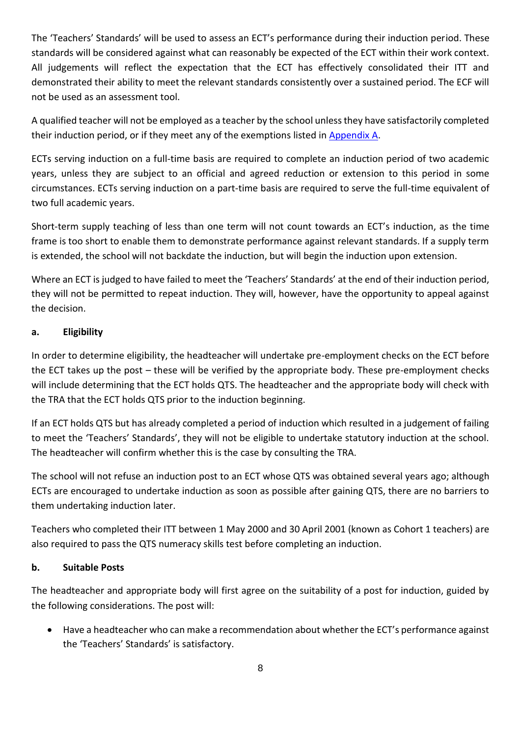The 'Teachers' Standards' will be used to assess an ECT's performance during their induction period. These standards will be considered against what can reasonably be expected of the ECT within their work context. All judgements will reflect the expectation that the ECT has effectively consolidated their ITT and demonstrated their ability to meet the relevant standards consistently over a sustained period. The ECF will not be used as an assessment tool.

A qualified teacher will not be employed as a teacher by the school unless they have satisfactorily completed their induction period, or if they meet any of the exemptions listed in [Appendix A](#).

ECTs serving induction on a full-time basis are required to complete an induction period of two academic years, unless they are subject to an official and agreed reduction or extension to this period in some circumstances. ECTs serving induction on a part-time basis are required to serve the full-time equivalent of two full academic years.

Short-term supply teaching of less than one term will not count towards an ECT's induction, as the time frame is too short to enable them to demonstrate performance against relevant standards. If a supply term is extended, the school will not backdate the induction, but will begin the induction upon extension.

Where an ECT is judged to have failed to meet the 'Teachers' Standards' at the end of their induction period, they will not be permitted to repeat induction. They will, however, have the opportunity to appeal against the decision.

### a. Eligibility

In order to determine eligibility, the headteacher will undertake pre-employment checks on the ECT before the ECT takes up the post – these will be verified by the appropriate body. These pre-employment checks will include determining that the ECT holds QTS. The headteacher and the appropriate body will check with the TRA that the ECT holds QTS prior to the induction beginning.

If an ECT holds QTS but has already completed a period of induction which resulted in a judgement of failing to meet the 'Teachers' Standards', they will not be eligible to undertake statutory induction at the school. The headteacher will confirm whether this is the case by consulting the TRA.

The school will not refuse an induction post to an ECT whose QTS was obtained several years ago; although ECTs are encouraged to undertake induction as soon as possible after gaining QTS, there are no barriers to them undertaking induction later.

Teachers who completed their ITT between 1 May 2000 and 30 April 2001 (known as Cohort 1 teachers) are also required to pass the QTS numeracy skills test before completing an induction.

### b. Suitable Posts

The headteacher and appropriate body will first agree on the suitability of a post for induction, guided by the following considerations. The post will:

- Have a headteacher who can make a recommendation about whether the ECT's performance against the 'Teachers' Standards' is satisfactory.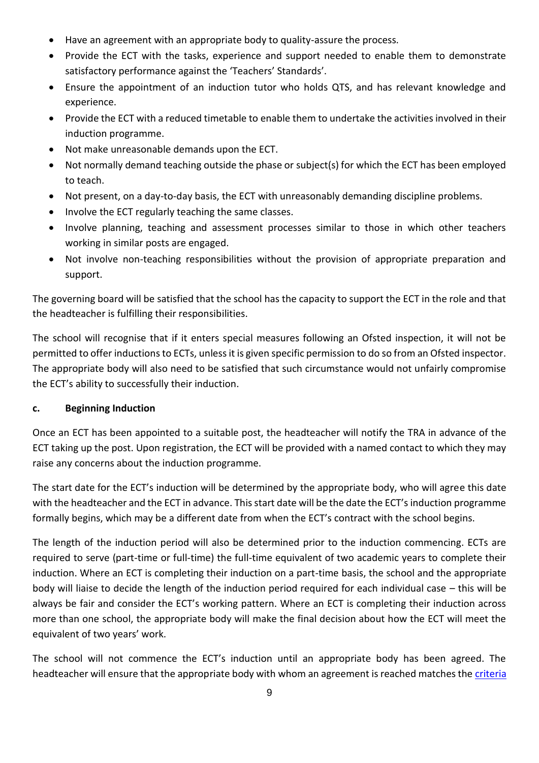- Have an agreement with an appropriate body to quality-assure the process.
- Provide the ECT with the tasks, experience and support needed to enable them to demonstrate satisfactory performance against the 'Teachers' Standards'.
- Ensure the appointment of an induction tutor who holds QTS, and has relevant knowledge and experience.
- Provide the ECT with a reduced timetable to enable them to undertake the activities involved in their induction programme.
- Not make unreasonable demands upon the ECT.
- Not normally demand teaching outside the phase or subject(s) for which the ECT has been employed to teach.
- Not present, on a day-to-day basis, the ECT with unreasonably demanding discipline problems.
- Involve the ECT regularly teaching the same classes.
- Involve planning, teaching and assessment processes similar to those in which other teachers working in similar posts are engaged.
- Not involve non-teaching responsibilities without the provision of appropriate preparation and support.

The governing board will be satisfied that the school has the capacity to support the ECT in the role and that the headteacher is fulfilling their responsibilities.

The school will recognise that if it enters special measures following an Ofsted inspection, it will not be permitted to offer inductions to ECTs, unless it is given specific permission to do so from an Ofsted inspector. The appropriate body will also need to be satisfied that such circumstance would not unfairly compromise the ECT's ability to successfully their induction.

**c. Beginning Induction**

Once an ECT has been appointed to a suitable post, the headteacher will notify the TRA in advance of the ECT taking up the post. Upon registration, the ECT will be provided with a named contact to which they may raise any concerns about the induction programme.

The start date for the ECT's induction will be determined by the appropriate body, who will agree this date with the headteacher and the ECT in advance. This start date will be the date the ECT's induction programme formally begins, which may be a different date from when the ECT's contract with the school begins.

The length of the induction period will also be determined prior to the induction commencing. ECTs are required to serve (part-time or full-time) the full-time equivalent of two academic years to complete their induction. Where an ECT is completing their induction on a part-time basis, the school and the appropriate body will liaise to decide the length of the induction period required for each individual case – this will be always be fair and consider the ECT's working pattern. Where an ECT is completing their induction across more than one school, the appropriate body will make the final decision about how the ECT will meet the equivalent of two years' work.

The school will not commence the ECT's induction until an appropriate body has been agreed. The headteacher will ensure that the appropriate body with whom an agreement is reached matches the criteria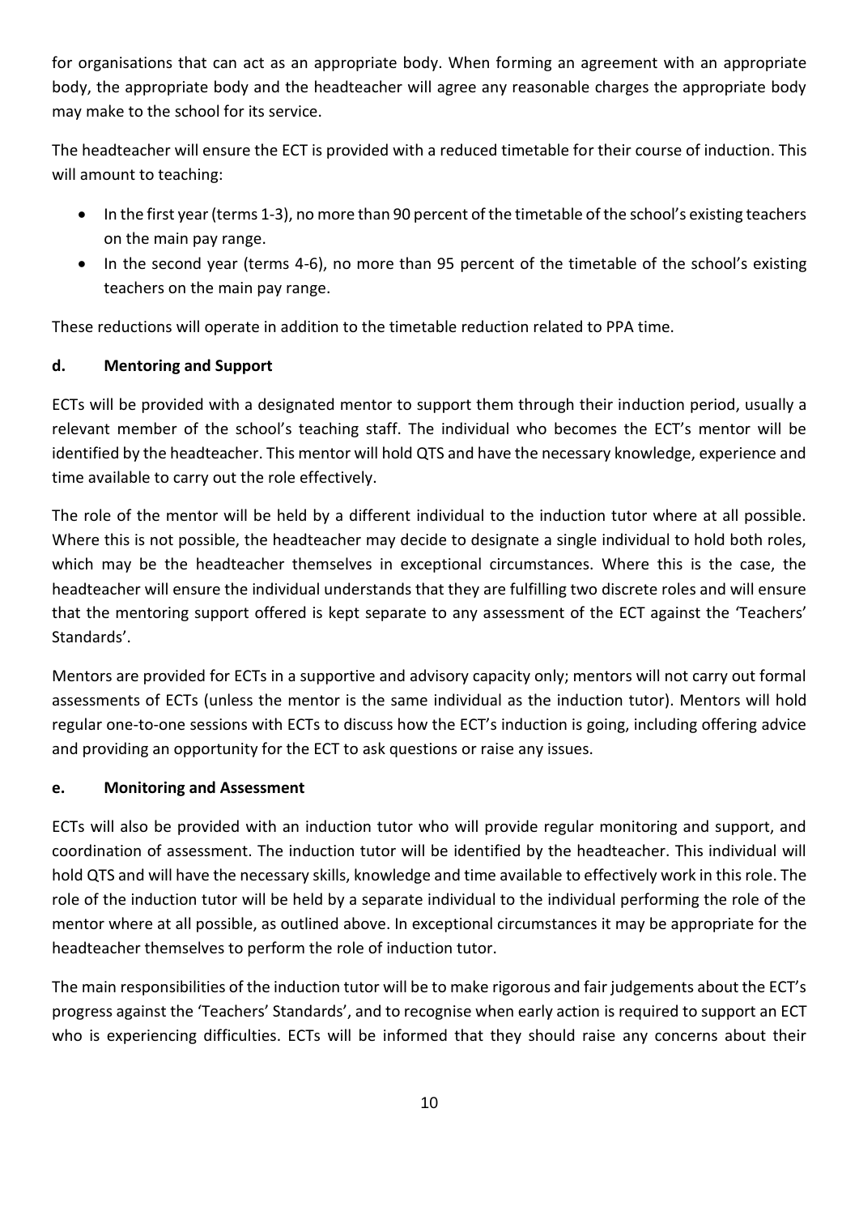for organisations that can act as an appropriate body. When forming an agreement with an appropriate body, the appropriate body and the headteacher will agree any reasonable charges the appropriate body may make to the school for its service.

The headteacher will ensure the ECT is provided with a reduced timetable for their course of induction. This will amount to teaching:

- In the first year (terms 1-3), no more than 90 percent of the timetable of the school's existing teachers on the main pay range.
- In the second year (terms 4-6), no more than 95 percent of the timetable of the school's existing teachers on the main pay range.

These reductions will operate in addition to the timetable reduction related to PPA time.

### d. Mentoring and Support

ECTs will be provided with a designated mentor to support them through their induction period, usually a relevant member of the school's teaching staff. The individual who becomes the ECT's mentor will be identified by the headteacher. This mentor will hold QTS and have the necessary knowledge, experience and time available to carry out the role effectively.

The role of the mentor will be held by a different individual to the induction tutor where at all possible. Where this is not possible, the headteacher may decide to designate a single individual to hold both roles, which may be the headteacher themselves in exceptional circumstances. Where this is the case, the headteacher will ensure the individual understands that they are fulfilling two discrete roles and will ensure that the mentoring support offered is kept separate to any assessment of the ECT against the 'Teachers' Standards'.

Mentors are provided for ECTs in a supportive and advisory capacity only; mentors will not carry out formal assessments of ECTs (unless the mentor is the same individual as the induction tutor). Mentors will hold regular one-to-one sessions with ECTs to discuss how the ECT's induction is going, including offering advice and providing an opportunity for the ECT to ask questions or raise any issues.

### e. Monitoring and Assessment

ECTs will also be provided with an induction tutor who will provide regular monitoring and support, and coordination of assessment. The induction tutor will be identified by the headteacher. This individual will hold QTS and will have the necessary skills, knowledge and time available to effectively work in this role. The role of the induction tutor will be held by a separate individual to the individual performing the role of the mentor where at all possible, as outlined above. In exceptional circumstances it may be appropriate for the headteacher themselves to perform the role of induction tutor.

The main responsibilities of the induction tutor will be to make rigorous and fair judgements about the ECT's progress against the 'Teachers' Standards', and to recognise when early action is required to support an ECT who is experiencing difficulties. ECTs will be informed that they should raise any concerns about their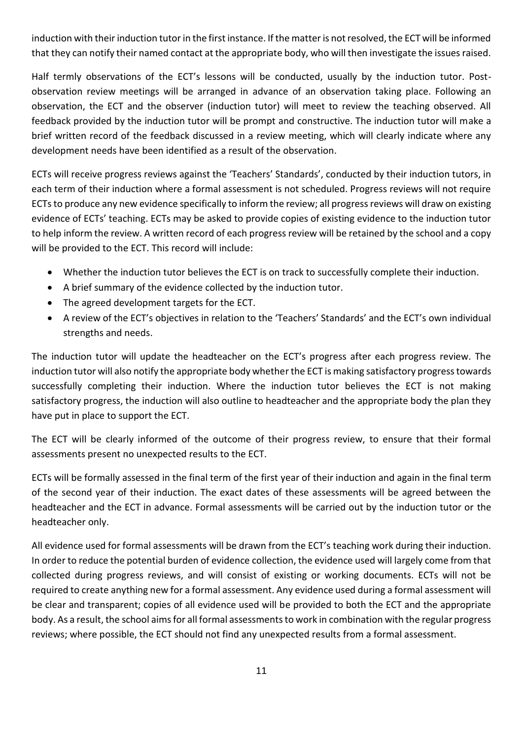induction with their induction tutor in the first instance. If the matter is not resolved, the ECT will be informed that they can notify their named contact at the appropriate body, who will then investigate the issues raised.

Half termly observations of the ECT's lessons will be conducted, usually by the induction tutor. Post-observation review meetings will be arranged in advance of an observation taking place. Following an observation, the ECT and the observer (induction tutor) will meet to review the teaching observed. All feedback provided by the induction tutor will be prompt and constructive. The induction tutor will make a brief written record of the feedback discussed in a review meeting, which will clearly indicate where any development needs have been identified as a result of the observation.

ECTs will receive progress reviews against the 'Teachers' Standards', conducted by their induction tutors, in each term of their induction where a formal assessment is not scheduled. Progress reviews will not require ECTs to produce any new evidence specifically to inform the review; all progress reviews will draw on existing evidence of ECTs' teaching. ECTs may be asked to provide copies of existing evidence to the induction tutor to help inform the review. A written record of each progress review will be retained by the school and a copy will be provided to the ECT. This record will include:

- Whether the induction tutor believes the ECT is on track to successfully complete their induction.
- A brief summary of the evidence collected by the induction tutor.
- The agreed development targets for the ECT.
- A review of the ECT's objectives in relation to the 'Teachers' Standards' and the ECT's own individual strengths and needs.

The induction tutor will update the headteacher on the ECT's progress after each progress review. The induction tutor will also notify the appropriate body whether the ECT is making satisfactory progress towards successfully completing their induction. Where the induction tutor believes the ECT is not making satisfactory progress, the induction will also outline to headteacher and the appropriate body the plan they have put in place to support the ECT.

The ECT will be clearly informed of the outcome of their progress review, to ensure that their formal assessments present no unexpected results to the ECT.

ECTs will be formally assessed in the final term of the first year of their induction and again in the final term of the second year of their induction. The exact dates of these assessments will be agreed between the headteacher and the ECT in advance. Formal assessments will be carried out by the induction tutor or the headteacher only.

All evidence used for formal assessments will be drawn from the ECT's teaching work during their induction. In order to reduce the potential burden of evidence collection, the evidence used will largely come from that collected during progress reviews, and will consist of existing or working documents. ECTs will not be required to create anything new for a formal assessment. Any evidence used during a formal assessment will be clear and transparent; copies of all evidence used will be provided to both the ECT and the appropriate body. As a result, the school aims for all formal assessments to work in combination with the regular progress reviews; where possible, the ECT should not find any unexpected results from a formal assessment.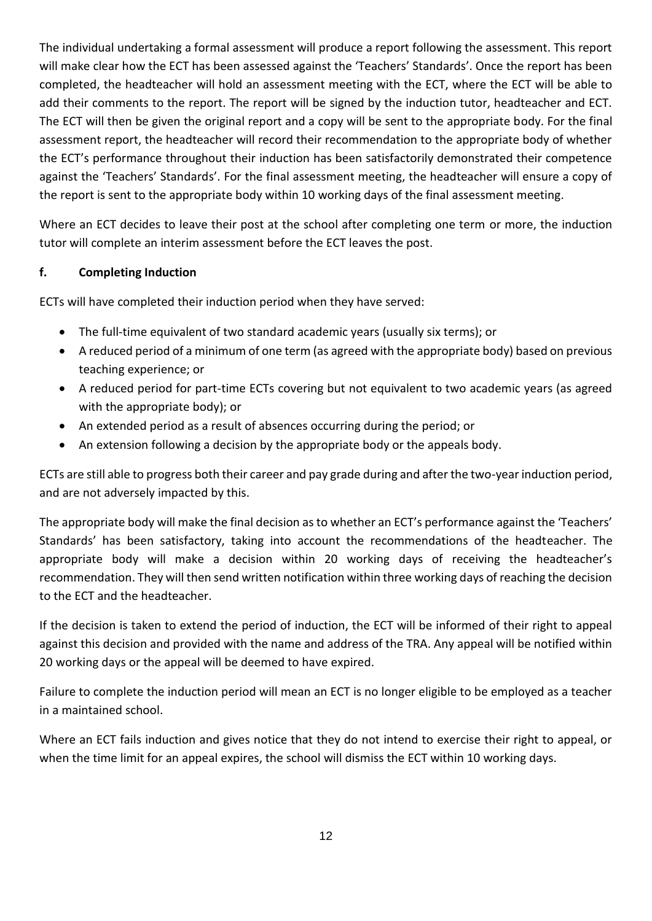The individual undertaking a formal assessment will produce a report following the assessment. This report will make clear how the ECT has been assessed against the 'Teachers' Standards'. Once the report has been completed, the headteacher will hold an assessment meeting with the ECT, where the ECT will be able to add their comments to the report. The report will be signed by the induction tutor, headteacher and ECT. The ECT will then be given the original report and a copy will be sent to the appropriate body. For the final assessment report, the headteacher will record their recommendation to the appropriate body of whether the ECT's performance throughout their induction has been satisfactorily demonstrated their competence against the 'Teachers' Standards'. For the final assessment meeting, the headteacher will ensure a copy of the report is sent to the appropriate body within 10 working days of the final assessment meeting.

Where an ECT decides to leave their post at the school after completing one term or more, the induction tutor will complete an interim assessment before the ECT leaves the post.

### f. Completing Induction

ECTs will have completed their induction period when they have served:

- The full-time equivalent of two standard academic years (usually six terms); or
- A reduced period of a minimum of one term (as agreed with the appropriate body) based on previous teaching experience; or
- A reduced period for part-time ECTs covering but not equivalent to two academic years (as agreed with the appropriate body); or
- An extended period as a result of absences occurring during the period; or
- An extension following a decision by the appropriate body or the appeals body.

ECTs are still able to progress both their career and pay grade during and after the two-year induction period, and are not adversely impacted by this.

The appropriate body will make the final decision as to whether an ECT's performance against the 'Teachers' Standards' has been satisfactory, taking into account the recommendations of the headteacher. The appropriate body will make a decision within 20 working days of receiving the headteacher's recommendation. They will then send written notification within three working days of reaching the decision to the ECT and the headteacher.

If the decision is taken to extend the period of induction, the ECT will be informed of their right to appeal against this decision and provided with the name and address of the TRA. Any appeal will be notified within 20 working days or the appeal will be deemed to have expired.

Failure to complete the induction period will mean an ECT is no longer eligible to be employed as a teacher in a maintained school.

Where an ECT fails induction and gives notice that they do not intend to exercise their right to appeal, or when the time limit for an appeal expires, the school will dismiss the ECT within 10 working days.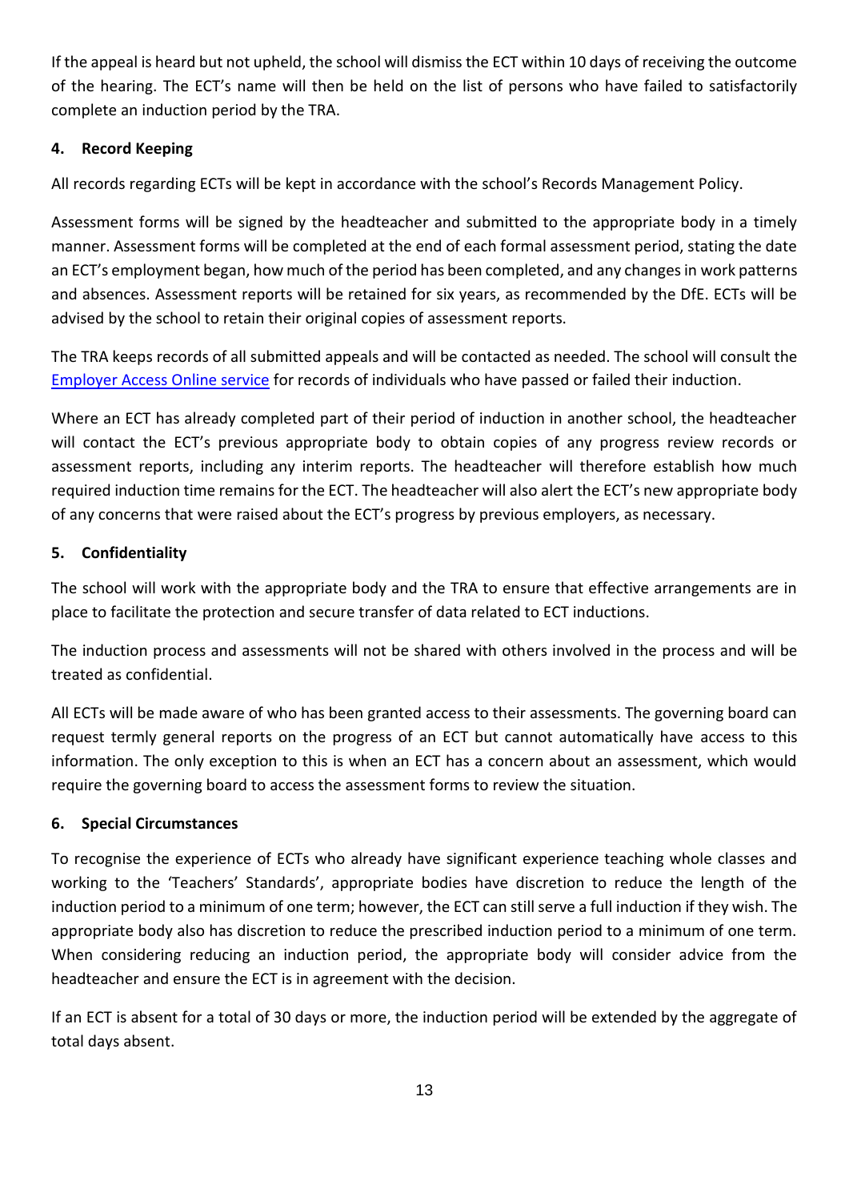If the appeal is heard but not upheld, the school will dismiss the ECT within 10 days of receiving the outcome of the hearing. The ECT's name will then be held on the list of persons who have failed to satisfactorily complete an induction period by the TRA.

## 4. Record Keeping

All records regarding ECTs will be kept in accordance with the school's Records Management Policy.

Assessment forms will be signed by the headteacher and submitted to the appropriate body in a timely manner. Assessment forms will be completed at the end of each formal assessment period, stating the date an ECT's employment began, how much of the period has been completed, and any changes in work patterns and absences. Assessment reports will be retained for six years, as recommended by the DfE. ECTs will be advised by the school to retain their original copies of assessment reports.

The TRA keeps records of all submitted appeals and will be contacted as needed. The school will consult the Employer Access Online service for records of individuals who have passed or failed their induction.

Where an ECT has already completed part of their period of induction in another school, the headteacher will contact the ECT's previous appropriate body to obtain copies of any progress review records or assessment reports, including any interim reports. The headteacher will therefore establish how much required induction time remains for the ECT. The headteacher will also alert the ECT's new appropriate body of any concerns that were raised about the ECT's progress by previous employers, as necessary.

## 5. Confidentiality

The school will work with the appropriate body and the TRA to ensure that effective arrangements are in place to facilitate the protection and secure transfer of data related to ECT inductions.

The induction process and assessments will not be shared with others involved in the process and will be treated as confidential.

All ECTs will be made aware of who has been granted access to their assessments. The governing board can request termly general reports on the progress of an ECT but cannot automatically have access to this information. The only exception to this is when an ECT has a concern about an assessment, which would require the governing board to access the assessment forms to review the situation.

## 6. Special Circumstances

To recognise the experience of ECTs who already have significant experience teaching whole classes and working to the 'Teachers' Standards', appropriate bodies have discretion to reduce the length of the induction period to a minimum of one term; however, the ECT can still serve a full induction if they wish. The appropriate body also has discretion to reduce the prescribed induction period to a minimum of one term. When considering reducing an induction period, the appropriate body will consider advice from the headteacher and ensure the ECT is in agreement with the decision.

If an ECT is absent for a total of 30 days or more, the induction period will be extended by the aggregate of total days absent.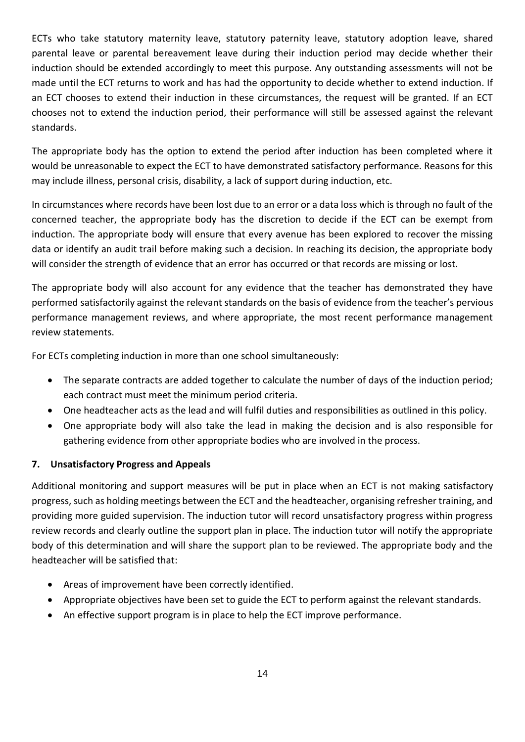ECTs who take statutory maternity leave, statutory paternity leave, statutory adoption leave, shared parental leave or parental bereavement leave during their induction period may decide whether their induction should be extended accordingly to meet this purpose. Any outstanding assessments will not be made until the ECT returns to work and has had the opportunity to decide whether to extend induction. If an ECT chooses to extend their induction in these circumstances, the request will be granted. If an ECT chooses not to extend the induction period, their performance will still be assessed against the relevant standards.

The appropriate body has the option to extend the period after induction has been completed where it would be unreasonable to expect the ECT to have demonstrated satisfactory performance. Reasons for this may include illness, personal crisis, disability, a lack of support during induction, etc.

In circumstances where records have been lost due to an error or a data loss which is through no fault of the concerned teacher, the appropriate body has the discretion to decide if the ECT can be exempt from induction. The appropriate body will ensure that every avenue has been explored to recover the missing data or identify an audit trail before making such a decision. In reaching its decision, the appropriate body will consider the strength of evidence that an error has occurred or that records are missing or lost.

The appropriate body will also account for any evidence that the teacher has demonstrated they have performed satisfactorily against the relevant standards on the basis of evidence from the teacher's pervious performance management reviews, and where appropriate, the most recent performance management review statements.

For ECTs completing induction in more than one school simultaneously:

- The separate contracts are added together to calculate the number of days of the induction period; each contract must meet the minimum period criteria.
- One headteacher acts as the lead and will fulfil duties and responsibilities as outlined in this policy.
- One appropriate body will also take the lead in making the decision and is also responsible for gathering evidence from other appropriate bodies who are involved in the process.

## 7. Unsatisfactory Progress and Appeals

Additional monitoring and support measures will be put in place when an ECT is not making satisfactory progress, such as holding meetings between the ECT and the headteacher, organising refresher training, and providing more guided supervision. The induction tutor will record unsatisfactory progress within progress review records and clearly outline the support plan in place. The induction tutor will notify the appropriate body of this determination and will share the support plan to be reviewed. The appropriate body and the headteacher will be satisfied that:

- Areas of improvement have been correctly identified.
- Appropriate objectives have been set to guide the ECT to perform against the relevant standards.
- An effective support program is in place to help the ECT improve performance.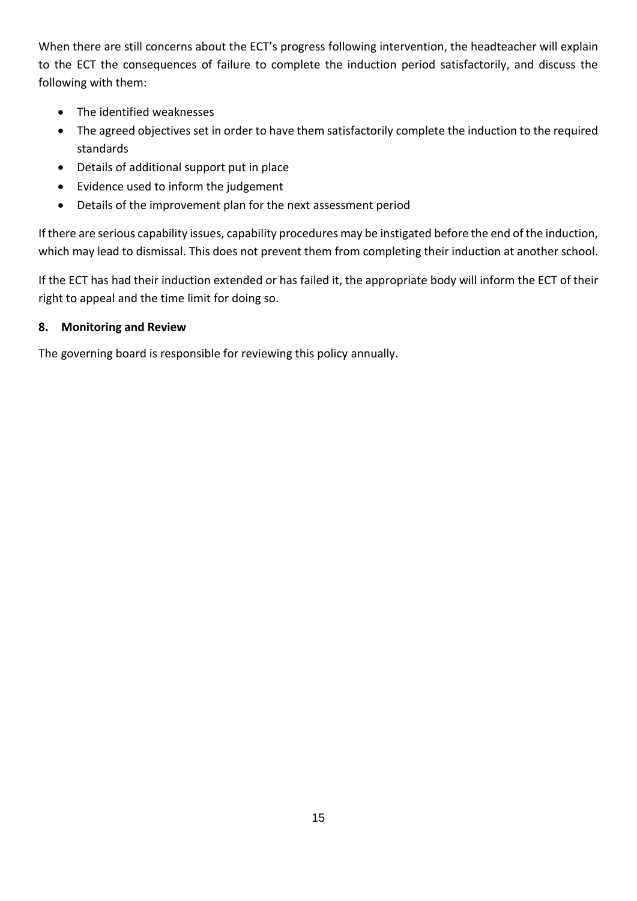When there are still concerns about the ECT's progress following intervention, the headteacher will explain to the ECT the consequences of failure to complete the induction period satisfactorily, and discuss the following with them:

- The identified weaknesses
- The agreed objectives set in order to have them satisfactorily complete the induction to the required standards
- Details of additional support put in place
- Evidence used to inform the judgement
- Details of the improvement plan for the next assessment period

If there are serious capability issues, capability procedures may be instigated before the end of the induction, which may lead to dismissal. This does not prevent them from completing their induction at another school.

If the ECT has had their induction extended or has failed it, the appropriate body will inform the ECT of their right to appeal and the time limit for doing so.

## 8. Monitoring and Review

The governing board is responsible for reviewing this policy annually.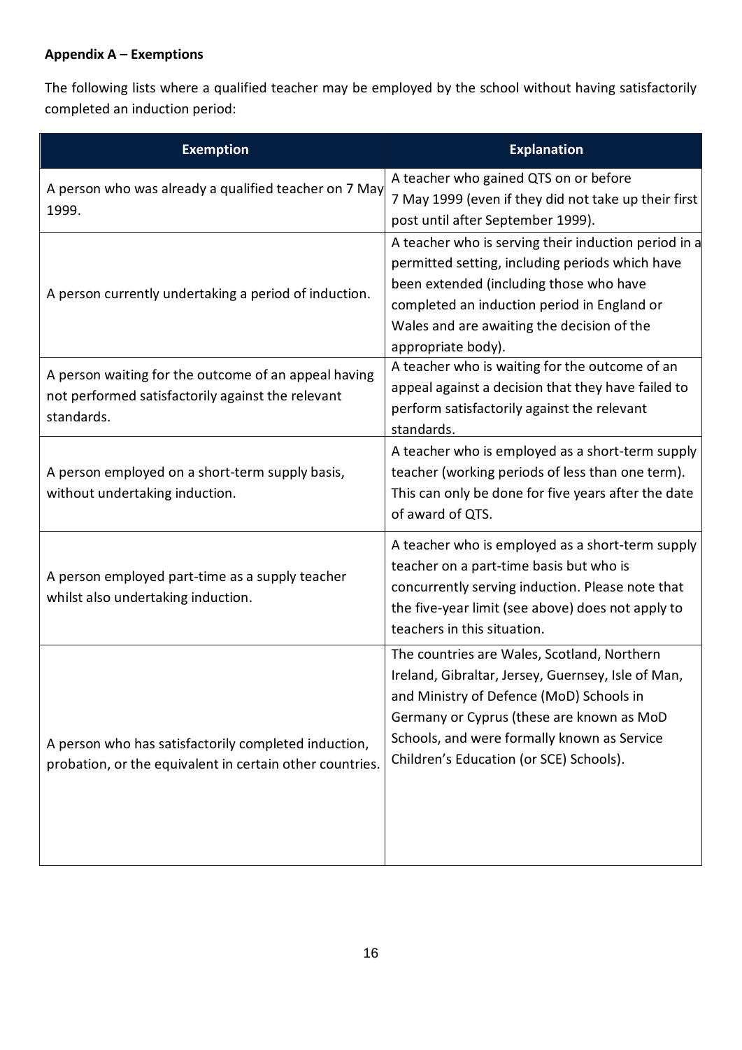**Appendix A – Exemptions**

The following lists where a qualified teacher may be employed by the school without having satisfactorily completed an induction period:

| Exemption | Explanation |
|---|---|
| A person who was already a qualified teacher on 7 May 1999. | A teacher who gained QTS on or before 7 May 1999 (even if they did not take up their first post until after September 1999). |
| A person currently undertaking a period of induction. | A teacher who is serving their induction period in a permitted setting, including periods which have been extended (including those who have completed an induction period in England or Wales and are awaiting the decision of the appropriate body). |
| A person waiting for the outcome of an appeal having not performed satisfactorily against the relevant standards. | A teacher who is waiting for the outcome of an appeal against a decision that they have failed to perform satisfactorily against the relevant standards. |
| A person employed on a short-term supply basis, without undertaking induction. | A teacher who is employed as a short-term supply teacher (working periods of less than one term). This can only be done for five years after the date of award of QTS. |
| A person employed part-time as a supply teacher whilst also undertaking induction. | A teacher who is employed as a short-term supply teacher on a part-time basis but who is concurrently serving induction. Please note that the five-year limit (see above) does not apply to teachers in this situation. |
| A person who has satisfactorily completed induction, probation, or the equivalent in certain other countries. | The countries are Wales, Scotland, Northern Ireland, Gibraltar, Jersey, Guernsey, Isle of Man, and Ministry of Defence (MoD) Schools in Germany or Cyprus (these are known as MoD Schools, and were formally known as Service Children's Education (or SCE) Schools). |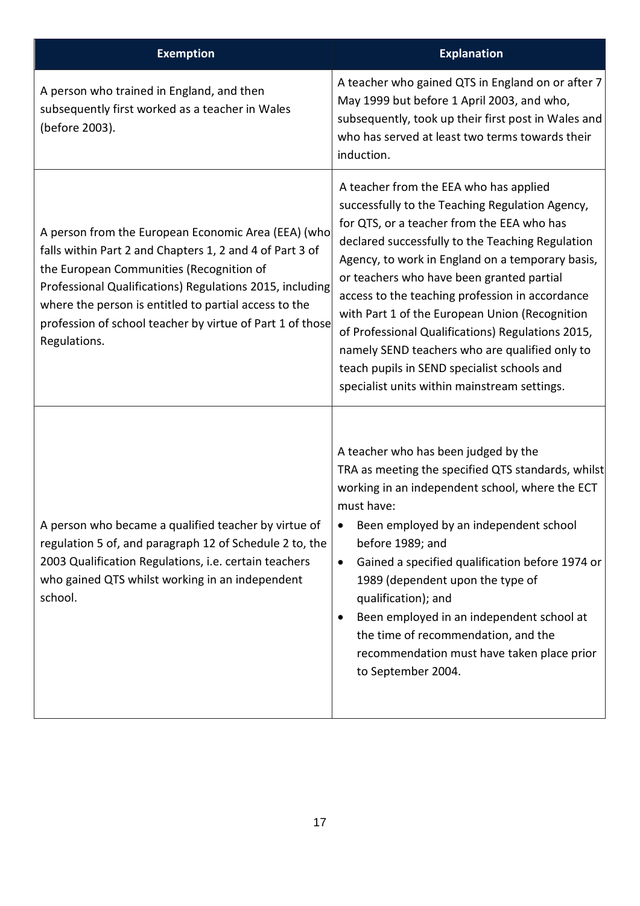| Exemption | Explanation |
| --- | --- |
| A person who trained in England, and then subsequently first worked as a teacher in Wales (before 2003). | A teacher who gained QTS in England on or after 7 May 1999 but before 1 April 2003, and who, subsequently, took up their first post in Wales and who has served at least two terms towards their induction. |
| A person from the European Economic Area (EEA) (who falls within Part 2 and Chapters 1, 2 and 4 of Part 3 of the European Communities (Recognition of Professional Qualifications) Regulations 2015, including where the person is entitled to partial access to the profession of school teacher by virtue of Part 1 of those Regulations. | A teacher from the EEA who has applied successfully to the Teaching Regulation Agency, for QTS, or a teacher from the EEA who has declared successfully to the Teaching Regulation Agency, to work in England on a temporary basis, or teachers who have been granted partial access to the teaching profession in accordance with Part 1 of the European Union (Recognition of Professional Qualifications) Regulations 2015, namely SEND teachers who are qualified only to teach pupils in SEND specialist schools and specialist units within mainstream settings. |
| A person who became a qualified teacher by virtue of regulation 5 of, and paragraph 12 of Schedule 2 to, the 2003 Qualification Regulations, i.e. certain teachers who gained QTS whilst working in an independent school. | A teacher who has been judged by the TRA as meeting the specified QTS standards, whilst working in an independent school, where the ECT must have: <br>• Been employed by an independent school before 1989; and <br>• Gained a specified qualification before 1974 or 1989 (dependent upon the type of qualification); and <br>• Been employed in an independent school at the time of recommendation, and the recommendation must have taken place prior to September 2004. |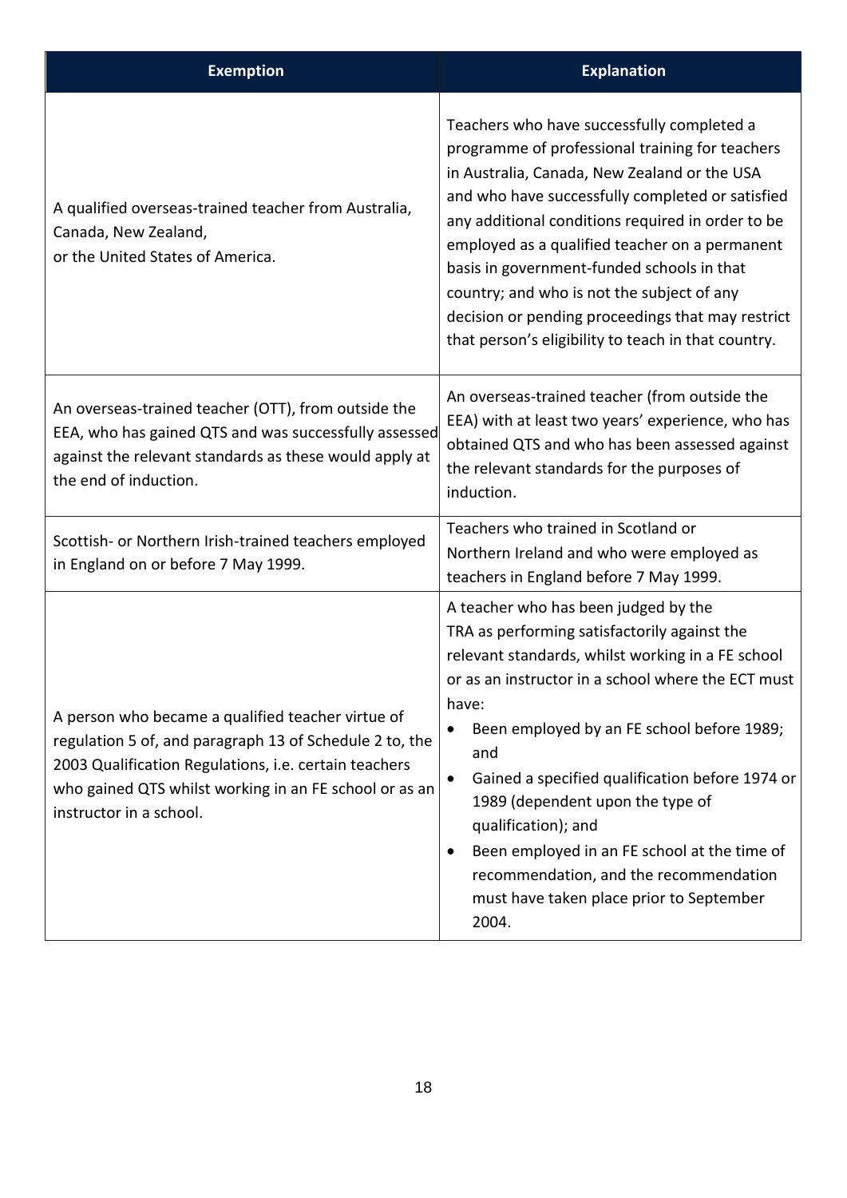| Exemption | Explanation |
| --- | --- |
| A qualified overseas-trained teacher from Australia, Canada, New Zealand, or the United States of America. | Teachers who have successfully completed a programme of professional training for teachers in Australia, Canada, New Zealand or the USA and who have successfully completed or satisfied any additional conditions required in order to be employed as a qualified teacher on a permanent basis in government-funded schools in that country; and who is not the subject of any decision or pending proceedings that may restrict that person's eligibility to teach in that country. |
| An overseas-trained teacher (OTT), from outside the EEA, who has gained QTS and was successfully assessed against the relevant standards as these would apply at the end of induction. | An overseas-trained teacher (from outside the EEA) with at least two years' experience, who has obtained QTS and who has been assessed against the relevant standards for the purposes of induction. |
| Scottish- or Northern Irish-trained teachers employed in England on or before 7 May 1999. | Teachers who trained in Scotland or Northern Ireland and who were employed as teachers in England before 7 May 1999. |
| A person who became a qualified teacher virtue of regulation 5 of, and paragraph 13 of Schedule 2 to, the 2003 Qualification Regulations, i.e. certain teachers who gained QTS whilst working in an FE school or as an instructor in a school. | A teacher who has been judged by the TRA as performing satisfactorily against the relevant standards, whilst working in a FE school or as an instructor in a school where the ECT must have:<br>• Been employed by an FE school before 1989; and<br>• Gained a specified qualification before 1974 or 1989 (dependent upon the type of qualification); and<br>• Been employed in an FE school at the time of recommendation, and the recommendation must have taken place prior to September 2004. |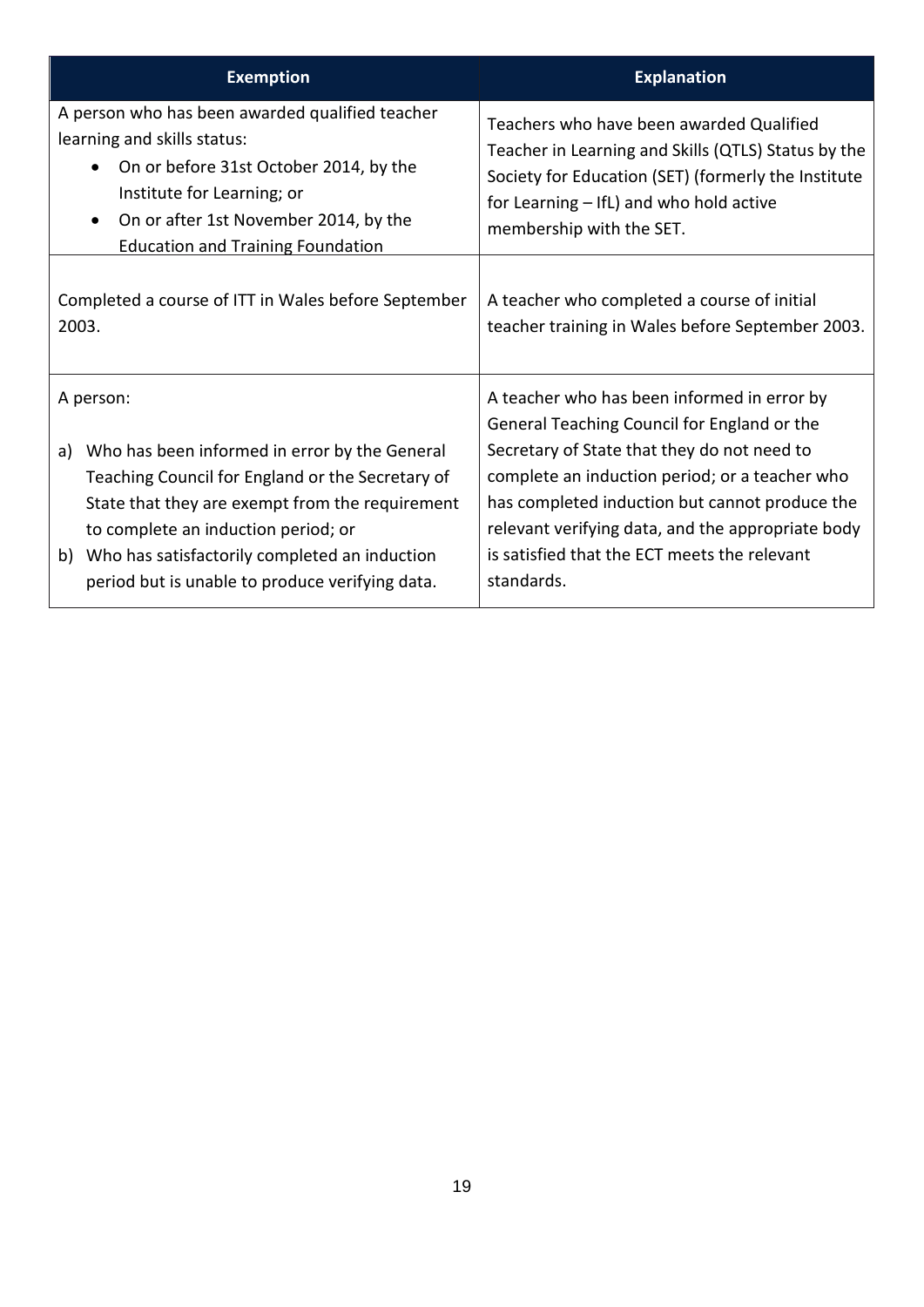| Exemption | Explanation |
| --- | --- |
| A person who has been awarded qualified teacher learning and skills status:<br>• On or before 31st October 2014, by the Institute for Learning; or<br>• On or after 1st November 2014, by the Education and Training Foundation | Teachers who have been awarded Qualified Teacher in Learning and Skills (QTLS) Status by the Society for Education (SET) (formerly the Institute for Learning – IfL) and who hold active membership with the SET. |
| Completed a course of ITT in Wales before September 2003. | A teacher who completed a course of initial teacher training in Wales before September 2003. |
| A person:<br>a) Who has been informed in error by the General Teaching Council for England or the Secretary of State that they are exempt from the requirement to complete an induction period; or<br>b) Who has satisfactorily completed an induction period but is unable to produce verifying data. | A teacher who has been informed in error by General Teaching Council for England or the Secretary of State that they do not need to complete an induction period; or a teacher who has completed induction but cannot produce the relevant verifying data, and the appropriate body is satisfied that the ECT meets the relevant standards. |